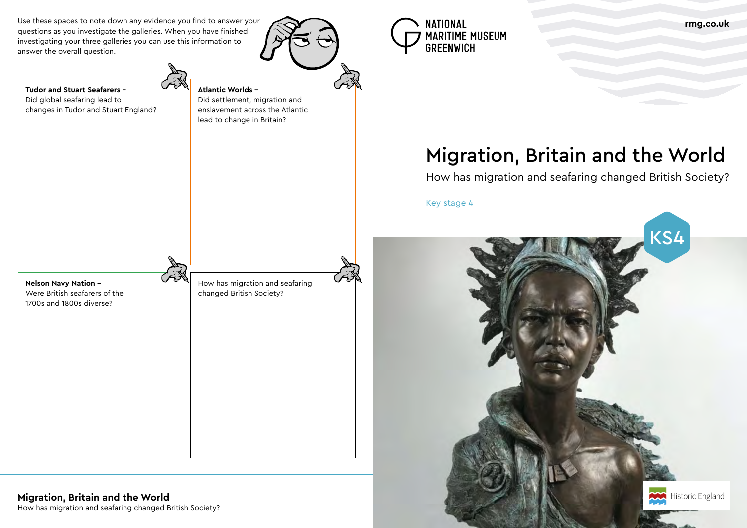Use these spaces to note down any evidence you find to answer your questions as you investigate the galleries. When you have finished investigating your three galleries you can use this information to answer the overall question.

**Tudor and Stuart Seafarers –** Did global seafaring lead to changes in Tudor and Stuart England?

**Atlantic Worlds –** Did settlement, migration and enslavement across the Atlantic lead to change in Britain?

**Nelson Navy Nation –** Were British seafarers of the 1700s and 1800s diverse?

How has migration and seafaring changed British Society?

**Migration, Britain and the World**
How has migration and seafaring changed British Society?

NATIONAL MARITIME MUSEUM GREENWICH

rmg.co.uk

# Migration, Britain and the World

How has migration and seafaring changed British Society?

Key stage 4

KS4

Historic England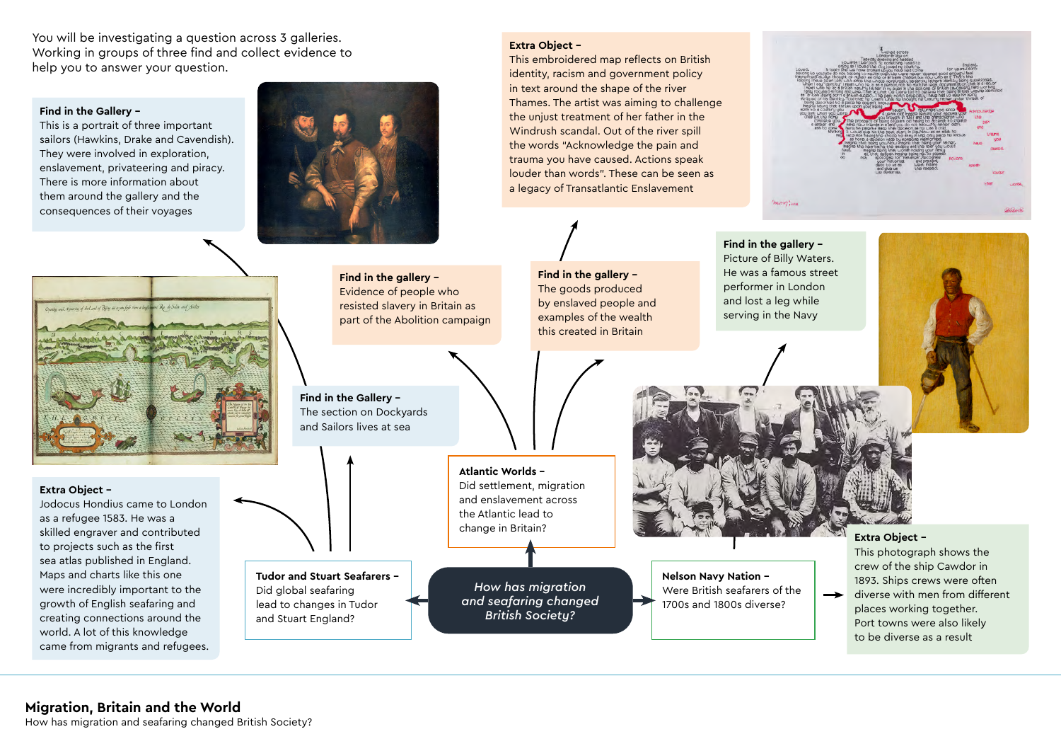You will be investigating a question across 3 galleries. Working in groups of three find and collect evidence to help you to answer your question.

**Find in the Gallery –**
This is a portrait of three important sailors (Hawkins, Drake and Cavendish). They were involved in exploration, enslavement, privateering and piracy. There is more information about them around the gallery and the consequences of their voyages

**Extra Object –**
Jodocus Hondius came to London as a refugee 1583. He was a skilled engraver and contributed to projects such as the first sea atlas published in England. Maps and charts like this one were incredibly important to the growth of English seafaring and creating connections around the world. A lot of this knowledge came from migrants and refugees.

**Find in the Gallery –**
The section on Dockyards and Sailors lives at sea

**Find in the gallery –**
Evidence of people who resisted slavery in Britain as part of the Abolition campaign

**Find in the gallery –**
The goods produced by enslaved people and examples of the wealth this created in Britain

**Extra Object –**
This embroidered map reflects on British identity, racism and government policy in text around the shape of the river Thames. The artist was aiming to challenge the unjust treatment of her father in the Windrush scandal. Out of the river spill the words "Acknowledge the pain and trauma you have caused. Actions speak louder than words". These can be seen as a legacy of Transatlantic Enslavement

**Find in the gallery –**
Picture of Billy Waters. He was a famous street performer in London and lost a leg while serving in the Navy

**Extra Object –**
This photograph shows the crew of the ship Cawdor in 1893. Ships crews were often diverse with men from different places working together. Port towns were also likely to be diverse as a result

**Tudor and Stuart Seafarers –**
Did global seafaring lead to changes in Tudor and Stuart England?

*How has migration and seafaring changed British Society?*

**Atlantic Worlds –**
Did settlement, migration and enslavement across the Atlantic lead to change in Britain?

**Nelson Navy Nation –**
Were British seafarers of the 1700s and 1800s diverse?

## Migration, Britain and the World

How has migration and seafaring changed British Society?